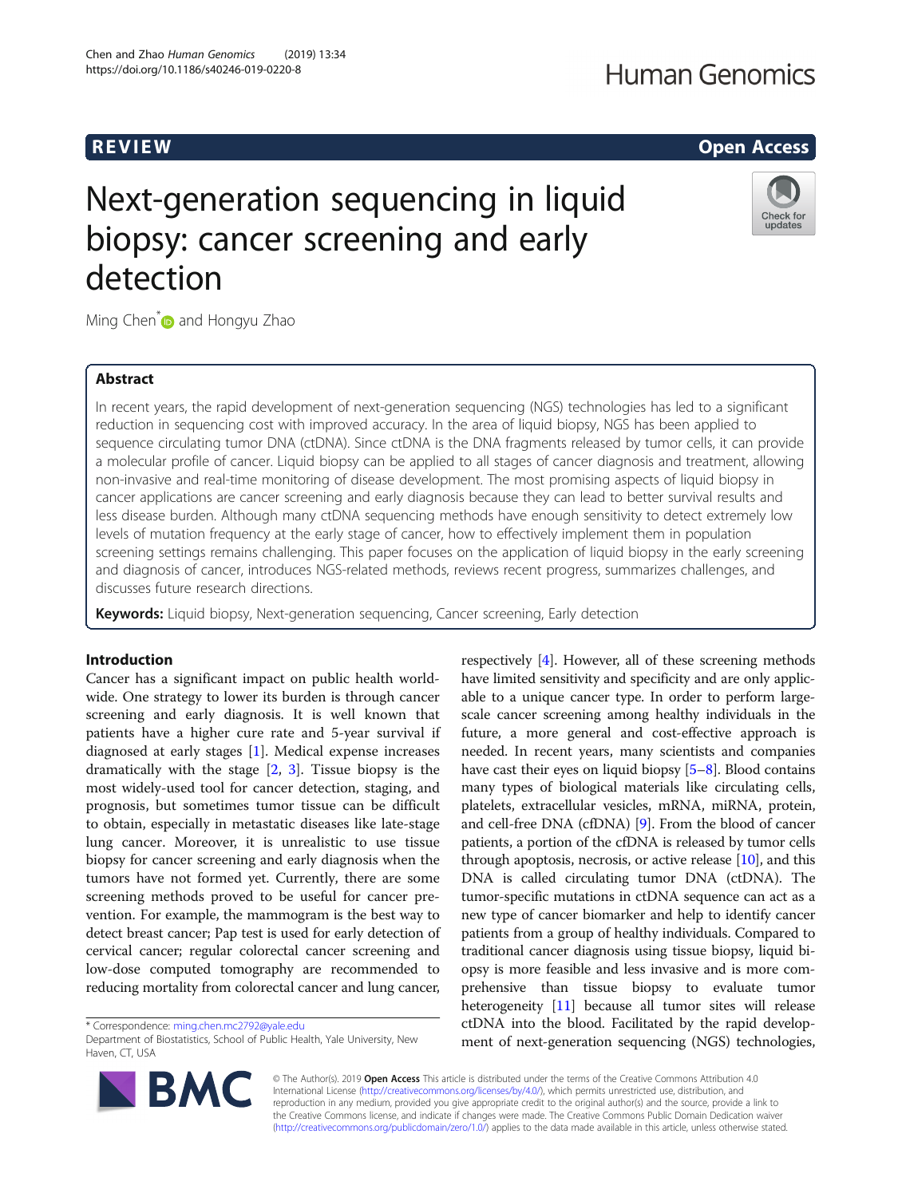REVIEW

Open Access

# Next-generation sequencing in liquid biopsy: cancer screening and early detection

Ming Chen* and Hongyu Zhao

## Abstract

In recent years, the rapid development of next-generation sequencing (NGS) technologies has led to a significant reduction in sequencing cost with improved accuracy. In the area of liquid biopsy, NGS has been applied to sequence circulating tumor DNA (ctDNA). Since ctDNA is the DNA fragments released by tumor cells, it can provide a molecular profile of cancer. Liquid biopsy can be applied to all stages of cancer diagnosis and treatment, allowing non-invasive and real-time monitoring of disease development. The most promising aspects of liquid biopsy in cancer applications are cancer screening and early diagnosis because they can lead to better survival results and less disease burden. Although many ctDNA sequencing methods have enough sensitivity to detect extremely low levels of mutation frequency at the early stage of cancer, how to effectively implement them in population screening settings remains challenging. This paper focuses on the application of liquid biopsy in the early screening and diagnosis of cancer, introduces NGS-related methods, reviews recent progress, summarizes challenges, and discusses future research directions.

**Keywords:** Liquid biopsy, Next-generation sequencing, Cancer screening, Early detection

## Introduction

Cancer has a significant impact on public health worldwide. One strategy to lower its burden is through cancer screening and early diagnosis. It is well known that patients have a higher cure rate and 5-year survival if diagnosed at early stages [1]. Medical expense increases dramatically with the stage [2, 3]. Tissue biopsy is the most widely-used tool for cancer detection, staging, and prognosis, but sometimes tumor tissue can be difficult to obtain, especially in metastatic diseases like late-stage lung cancer. Moreover, it is unrealistic to use tissue biopsy for cancer screening and early diagnosis when the tumors have not formed yet. Currently, there are some screening methods proved to be useful for cancer prevention. For example, the mammogram is the best way to detect breast cancer; Pap test is used for early detection of cervical cancer; regular colorectal cancer screening and low-dose computed tomography are recommended to reducing mortality from colorectal cancer and lung cancer, respectively [4]. However, all of these screening methods have limited sensitivity and specificity and are only applicable to a unique cancer type. In order to perform large-scale cancer screening among healthy individuals in the future, a more general and cost-effective approach is needed. In recent years, many scientists and companies have cast their eyes on liquid biopsy [5–8]. Blood contains many types of biological materials like circulating cells, platelets, extracellular vesicles, mRNA, miRNA, protein, and cell-free DNA (cfDNA) [9]. From the blood of cancer patients, a portion of the cfDNA is released by tumor cells through apoptosis, necrosis, or active release [10], and this DNA is called circulating tumor DNA (ctDNA). The tumor-specific mutations in ctDNA sequence can act as a new type of cancer biomarker and help to identify cancer patients from a group of healthy individuals. Compared to traditional cancer diagnosis using tissue biopsy, liquid biopsy is more feasible and less invasive and is more comprehensive than tissue biopsy to evaluate tumor heterogeneity [11] because all tumor sites will release ctDNA into the blood. Facilitated by the rapid development of next-generation sequencing (NGS) technologies,

* Correspondence: ming.chen.mc2792@yale.edu
Department of Biostatistics, School of Public Health, Yale University, New Haven, CT, USA

© The Author(s). 2019 **Open Access** This article is distributed under the terms of the Creative Commons Attribution 4.0 International License (http://creativecommons.org/licenses/by/4.0/), which permits unrestricted use, distribution, and reproduction in any medium, provided you give appropriate credit to the original author(s) and the source, provide a link to the Creative Commons license, and indicate if changes were made. The Creative Commons Public Domain Dedication waiver (http://creativecommons.org/publicdomain/zero/1.0/) applies to the data made available in this article, unless otherwise stated.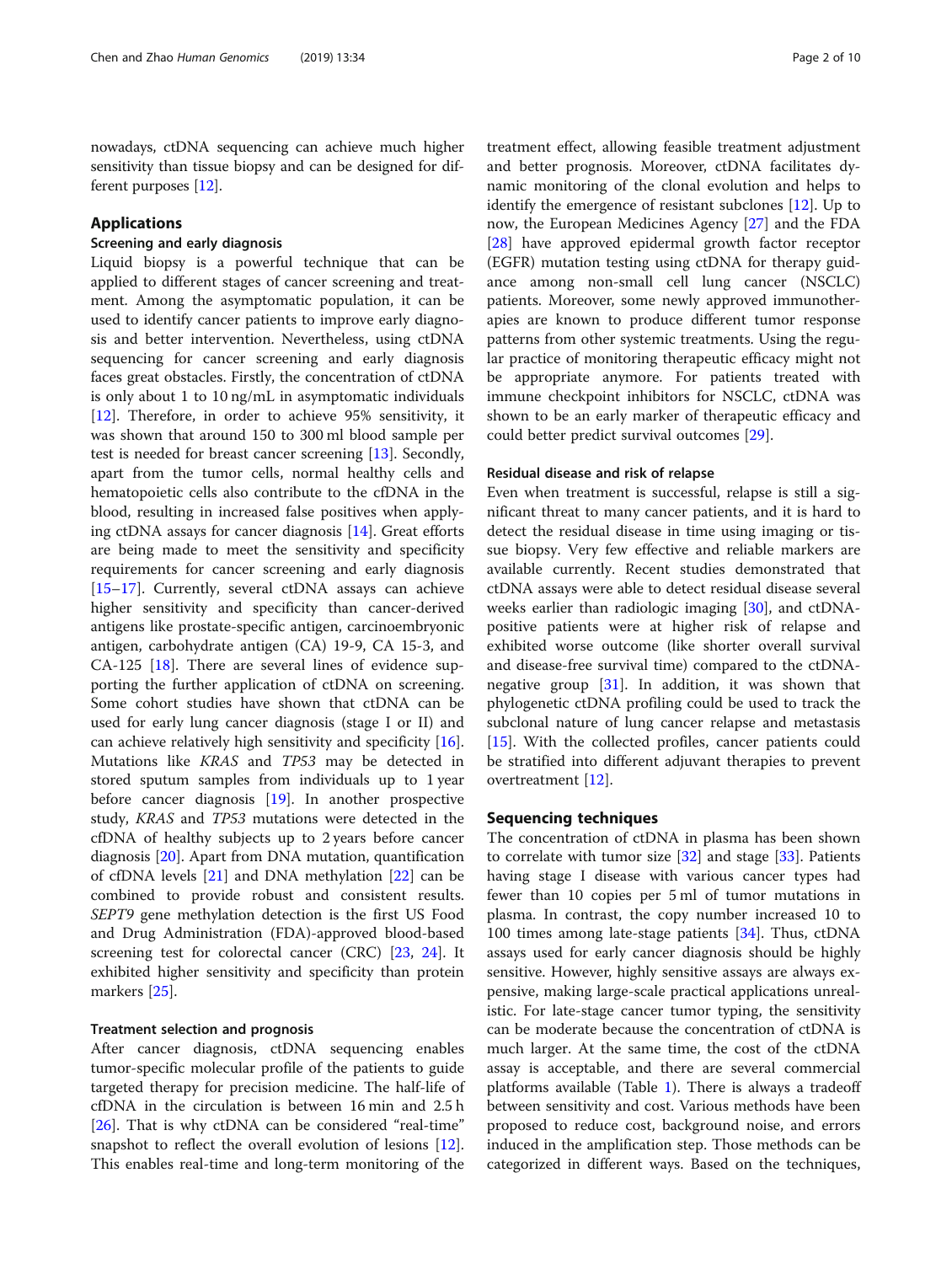nowadays, ctDNA sequencing can achieve much higher sensitivity than tissue biopsy and can be designed for different purposes [12].

## Applications

### Screening and early diagnosis

Liquid biopsy is a powerful technique that can be applied to different stages of cancer screening and treatment. Among the asymptomatic population, it can be used to identify cancer patients to improve early diagnosis and better intervention. Nevertheless, using ctDNA sequencing for cancer screening and early diagnosis faces great obstacles. Firstly, the concentration of ctDNA is only about 1 to 10 ng/mL in asymptomatic individuals [12]. Therefore, in order to achieve 95% sensitivity, it was shown that around 150 to 300 ml blood sample per test is needed for breast cancer screening [13]. Secondly, apart from the tumor cells, normal healthy cells and hematopoietic cells also contribute to the cfDNA in the blood, resulting in increased false positives when applying ctDNA assays for cancer diagnosis [14]. Great efforts are being made to meet the sensitivity and specificity requirements for cancer screening and early diagnosis [15–17]. Currently, several ctDNA assays can achieve higher sensitivity and specificity than cancer-derived antigens like prostate-specific antigen, carcinoembryonic antigen, carbohydrate antigen (CA) 19-9, CA 15-3, and CA-125 [18]. There are several lines of evidence supporting the further application of ctDNA on screening. Some cohort studies have shown that ctDNA can be used for early lung cancer diagnosis (stage I or II) and can achieve relatively high sensitivity and specificity [16]. Mutations like *KRAS* and *TP53* may be detected in stored sputum samples from individuals up to 1 year before cancer diagnosis [19]. In another prospective study, *KRAS* and *TP53* mutations were detected in the cfDNA of healthy subjects up to 2 years before cancer diagnosis [20]. Apart from DNA mutation, quantification of cfDNA levels [21] and DNA methylation [22] can be combined to provide robust and consistent results. *SEPT9* gene methylation detection is the first US Food and Drug Administration (FDA)-approved blood-based screening test for colorectal cancer (CRC) [23, 24]. It exhibited higher sensitivity and specificity than protein markers [25].

### Treatment selection and prognosis

After cancer diagnosis, ctDNA sequencing enables tumor-specific molecular profile of the patients to guide targeted therapy for precision medicine. The half-life of cfDNA in the circulation is between 16 min and 2.5 h [26]. That is why ctDNA can be considered "real-time" snapshot to reflect the overall evolution of lesions [12]. This enables real-time and long-term monitoring of the treatment effect, allowing feasible treatment adjustment and better prognosis. Moreover, ctDNA facilitates dynamic monitoring of the clonal evolution and helps to identify the emergence of resistant subclones [12]. Up to now, the European Medicines Agency [27] and the FDA [28] have approved epidermal growth factor receptor (EGFR) mutation testing using ctDNA for therapy guidance among non-small cell lung cancer (NSCLC) patients. Moreover, some newly approved immunotherapies are known to produce different tumor response patterns from other systemic treatments. Using the regular practice of monitoring therapeutic efficacy might not be appropriate anymore. For patients treated with immune checkpoint inhibitors for NSCLC, ctDNA was shown to be an early marker of therapeutic efficacy and could better predict survival outcomes [29].

### Residual disease and risk of relapse

Even when treatment is successful, relapse is still a significant threat to many cancer patients, and it is hard to detect the residual disease in time using imaging or tissue biopsy. Very few effective and reliable markers are available currently. Recent studies demonstrated that ctDNA assays were able to detect residual disease several weeks earlier than radiologic imaging [30], and ctDNA-positive patients were at higher risk of relapse and exhibited worse outcome (like shorter overall survival and disease-free survival time) compared to the ctDNA-negative group [31]. In addition, it was shown that phylogenetic ctDNA profiling could be used to track the subclonal nature of lung cancer relapse and metastasis [15]. With the collected profiles, cancer patients could be stratified into different adjuvant therapies to prevent overtreatment [12].

## Sequencing techniques

The concentration of ctDNA in plasma has been shown to correlate with tumor size [32] and stage [33]. Patients having stage I disease with various cancer types had fewer than 10 copies per 5 ml of tumor mutations in plasma. In contrast, the copy number increased 10 to 100 times among late-stage patients [34]. Thus, ctDNA assays used for early cancer diagnosis should be highly sensitive. However, highly sensitive assays are always expensive, making large-scale practical applications unrealistic. For late-stage cancer tumor typing, the sensitivity can be moderate because the concentration of ctDNA is much larger. At the same time, the cost of the ctDNA assay is acceptable, and there are several commercial platforms available (Table 1). There is always a tradeoff between sensitivity and cost. Various methods have been proposed to reduce cost, background noise, and errors induced in the amplification step. Those methods can be categorized in different ways. Based on the techniques,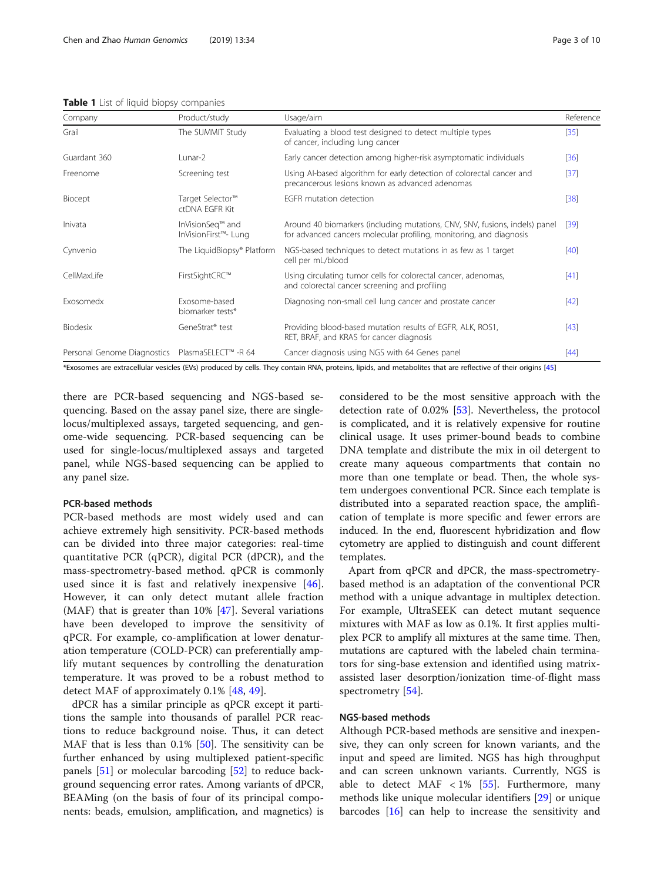**Table 1** List of liquid biopsy companies

| Company | Product/study | Usage/aim | Reference |
|---|---|---|---|
| Grail | The SUMMIT Study | Evaluating a blood test designed to detect multiple types of cancer, including lung cancer | [35] |
| Guardant 360 | Lunar-2 | Early cancer detection among higher-risk asymptomatic individuals | [36] |
| Freenome | Screening test | Using AI-based algorithm for early detection of colorectal cancer and precancerous lesions known as advanced adenomas | [37] |
| Biocept | Target Selector™ ctDNA EGFR Kit | EGFR mutation detection | [38] |
| Inivata | InVisionSeq™ and InVisionFirst™- Lung | Around 40 biomarkers (including mutations, CNV, SNV, fusions, indels) panel for advanced cancers molecular profiling, monitoring, and diagnosis | [39] |
| Cynvenio | The LiquidBiopsy® Platform | NGS-based techniques to detect mutations in as few as 1 target cell per mL/blood | [40] |
| CellMaxLife | FirstSightCRC™ | Using circulating tumor cells for colorectal cancer, adenomas, and colorectal cancer screening and profiling | [41] |
| Exosomedx | Exosome-based biomarker tests* | Diagnosing non-small cell lung cancer and prostate cancer | [42] |
| Biodesix | GeneStrat® test | Providing blood-based mutation results of EGFR, ALK, ROS1, RET, BRAF, and KRAS for cancer diagnosis | [43] |
| Personal Genome Diagnostics | PlasmaSELECT™ -R 64 | Cancer diagnosis using NGS with 64 Genes panel | [44] |

*Exosomes are extracellular vesicles (EVs) produced by cells. They contain RNA, proteins, lipids, and metabolites that are reflective of their origins [45]

there are PCR-based sequencing and NGS-based sequencing. Based on the assay panel size, there are single-locus/multiplexed assays, targeted sequencing, and genome-wide sequencing. PCR-based sequencing can be used for single-locus/multiplexed assays and targeted panel, while NGS-based sequencing can be applied to any panel size.

#### PCR-based methods

PCR-based methods are most widely used and can achieve extremely high sensitivity. PCR-based methods can be divided into three major categories: real-time quantitative PCR (qPCR), digital PCR (dPCR), and the mass-spectrometry-based method. qPCR is commonly used since it is fast and relatively inexpensive [46]. However, it can only detect mutant allele fraction (MAF) that is greater than 10% [47]. Several variations have been developed to improve the sensitivity of qPCR. For example, co-amplification at lower denaturation temperature (COLD-PCR) can preferentially amplify mutant sequences by controlling the denaturation temperature. It was proved to be a robust method to detect MAF of approximately 0.1% [48, 49].

dPCR has a similar principle as qPCR except it partitions the sample into thousands of parallel PCR reactions to reduce background noise. Thus, it can detect MAF that is less than 0.1% [50]. The sensitivity can be further enhanced by using multiplexed patient-specific panels [51] or molecular barcoding [52] to reduce background sequencing error rates. Among variants of dPCR, BEAMing (on the basis of four of its principal components: beads, emulsion, amplification, and magnetics) is considered to be the most sensitive approach with the detection rate of 0.02% [53]. Nevertheless, the protocol is complicated, and it is relatively expensive for routine clinical usage. It uses primer-bound beads to combine DNA template and distribute the mix in oil detergent to create many aqueous compartments that contain no more than one template or bead. Then, the whole system undergoes conventional PCR. Since each template is distributed into a separated reaction space, the amplification of template is more specific and fewer errors are induced. In the end, fluorescent hybridization and flow cytometry are applied to distinguish and count different templates.

Apart from qPCR and dPCR, the mass-spectrometry-based method is an adaptation of the conventional PCR method with a unique advantage in multiplex detection. For example, UltraSEEK can detect mutant sequence mixtures with MAF as low as 0.1%. It first applies multiplex PCR to amplify all mixtures at the same time. Then, mutations are captured with the labeled chain terminators for sing-base extension and identified using matrix-assisted laser desorption/ionization time-of-flight mass spectrometry [54].

#### NGS-based methods

Although PCR-based methods are sensitive and inexpensive, they can only screen for known variants, and the input and speed are limited. NGS has high throughput and can screen unknown variants. Currently, NGS is able to detect MAF < 1% [55]. Furthermore, many methods like unique molecular identifiers [29] or unique barcodes [16] can help to increase the sensitivity and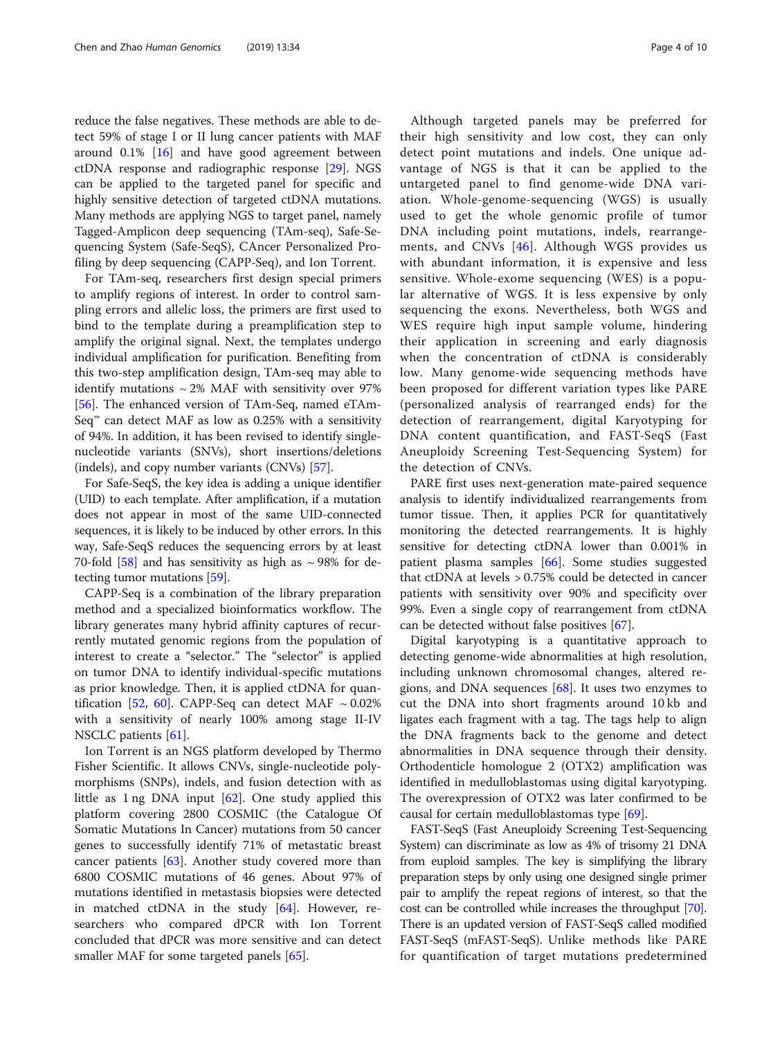reduce the false negatives. These methods are able to detect 59% of stage I or II lung cancer patients with MAF around 0.1% [16] and have good agreement between ctDNA response and radiographic response [29]. NGS can be applied to the targeted panel for specific and highly sensitive detection of targeted ctDNA mutations. Many methods are applying NGS to target panel, namely Tagged-Amplicon deep sequencing (TAm-seq), Safe-Sequencing System (Safe-SeqS), CAncer Personalized Profiling by deep sequencing (CAPP-Seq), and Ion Torrent.

For TAm-seq, researchers first design special primers to amplify regions of interest. In order to control sampling errors and allelic loss, the primers are first used to bind to the template during a preamplification step to amplify the original signal. Next, the templates undergo individual amplification for purification. Benefiting from this two-step amplification design, TAm-seq may able to identify mutations ~ 2% MAF with sensitivity over 97% [56]. The enhanced version of TAm-Seq, named eTAm-Seq™ can detect MAF as low as 0.25% with a sensitivity of 94%. In addition, it has been revised to identify single-nucleotide variants (SNVs), short insertions/deletions (indels), and copy number variants (CNVs) [57].

For Safe-SeqS, the key idea is adding a unique identifier (UID) to each template. After amplification, if a mutation does not appear in most of the same UID-connected sequences, it is likely to be induced by other errors. In this way, Safe-SeqS reduces the sequencing errors by at least 70-fold [58] and has sensitivity as high as ~ 98% for detecting tumor mutations [59].

CAPP-Seq is a combination of the library preparation method and a specialized bioinformatics workflow. The library generates many hybrid affinity captures of recurrently mutated genomic regions from the population of interest to create a "selector." The "selector" is applied on tumor DNA to identify individual-specific mutations as prior knowledge. Then, it is applied ctDNA for quantification [52, 60]. CAPP-Seq can detect MAF ~ 0.02% with a sensitivity of nearly 100% among stage II-IV NSCLC patients [61].

Ion Torrent is an NGS platform developed by Thermo Fisher Scientific. It allows CNVs, single-nucleotide polymorphisms (SNPs), indels, and fusion detection with as little as 1 ng DNA input [62]. One study applied this platform covering 2800 COSMIC (the Catalogue Of Somatic Mutations In Cancer) mutations from 50 cancer genes to successfully identify 71% of metastatic breast cancer patients [63]. Another study covered more than 6800 COSMIC mutations of 46 genes. About 97% of mutations identified in metastasis biopsies were detected in matched ctDNA in the study [64]. However, researchers who compared dPCR with Ion Torrent concluded that dPCR was more sensitive and can detect smaller MAF for some targeted panels [65].

Although targeted panels may be preferred for their high sensitivity and low cost, they can only detect point mutations and indels. One unique advantage of NGS is that it can be applied to the untargeted panel to find genome-wide DNA variation. Whole-genome-sequencing (WGS) is usually used to get the whole genomic profile of tumor DNA including point mutations, indels, rearrangements, and CNVs [46]. Although WGS provides us with abundant information, it is expensive and less sensitive. Whole-exome sequencing (WES) is a popular alternative of WGS. It is less expensive by only sequencing the exons. Nevertheless, both WGS and WES require high input sample volume, hindering their application in screening and early diagnosis when the concentration of ctDNA is considerably low. Many genome-wide sequencing methods have been proposed for different variation types like PARE (personalized analysis of rearranged ends) for the detection of rearrangement, digital Karyotyping for DNA content quantification, and FAST-SeqS (Fast Aneuploidy Screening Test-Sequencing System) for the detection of CNVs.

PARE first uses next-generation mate-paired sequence analysis to identify individualized rearrangements from tumor tissue. Then, it applies PCR for quantitatively monitoring the detected rearrangements. It is highly sensitive for detecting ctDNA lower than 0.001% in patient plasma samples [66]. Some studies suggested that ctDNA at levels > 0.75% could be detected in cancer patients with sensitivity over 90% and specificity over 99%. Even a single copy of rearrangement from ctDNA can be detected without false positives [67].

Digital karyotyping is a quantitative approach to detecting genome-wide abnormalities at high resolution, including unknown chromosomal changes, altered regions, and DNA sequences [68]. It uses two enzymes to cut the DNA into short fragments around 10 kb and ligates each fragment with a tag. The tags help to align the DNA fragments back to the genome and detect abnormalities in DNA sequence through their density. Orthodenticle homologue 2 (OTX2) amplification was identified in medulloblastomas using digital karyotyping. The overexpression of OTX2 was later confirmed to be causal for certain medulloblastomas type [69].

FAST-SeqS (Fast Aneuploidy Screening Test-Sequencing System) can discriminate as low as 4% of trisomy 21 DNA from euploid samples. The key is simplifying the library preparation steps by only using one designed single primer pair to amplify the repeat regions of interest, so that the cost can be controlled while increases the throughput [70]. There is an updated version of FAST-SeqS called modified FAST-SeqS (mFAST-SeqS). Unlike methods like PARE for quantification of target mutations predetermined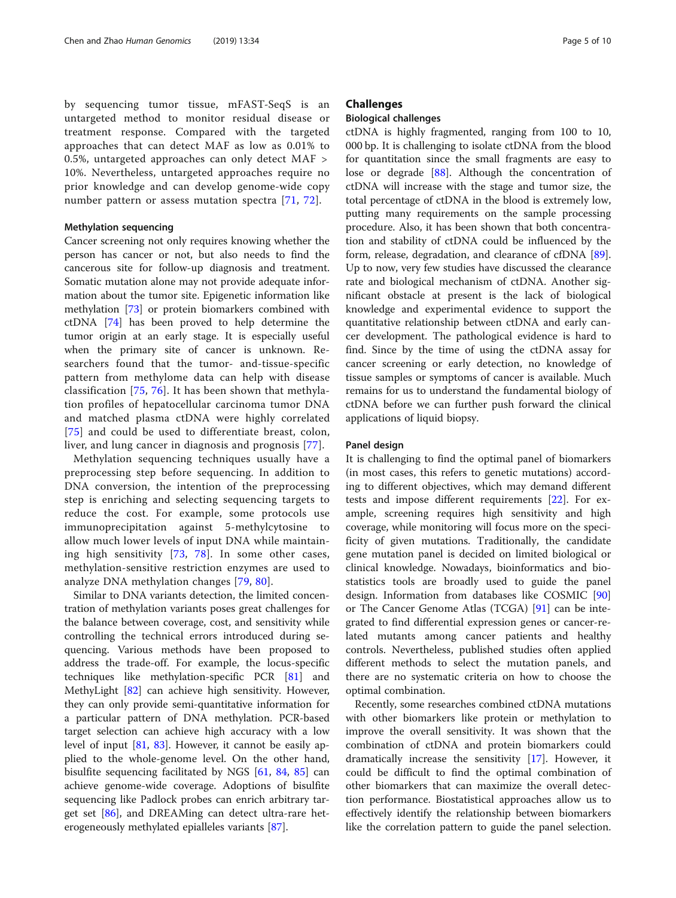by sequencing tumor tissue, mFAST-SeqS is an untargeted method to monitor residual disease or treatment response. Compared with the targeted approaches that can detect MAF as low as 0.01% to 0.5%, untargeted approaches can only detect MAF > 10%. Nevertheless, untargeted approaches require no prior knowledge and can develop genome-wide copy number pattern or assess mutation spectra [71, 72].

### Methylation sequencing

Cancer screening not only requires knowing whether the person has cancer or not, but also needs to find the cancerous site for follow-up diagnosis and treatment. Somatic mutation alone may not provide adequate information about the tumor site. Epigenetic information like methylation [73] or protein biomarkers combined with ctDNA [74] has been proved to help determine the tumor origin at an early stage. It is especially useful when the primary site of cancer is unknown. Researchers found that the tumor- and-tissue-specific pattern from methylome data can help with disease classification [75, 76]. It has been shown that methylation profiles of hepatocellular carcinoma tumor DNA and matched plasma ctDNA were highly correlated [75] and could be used to differentiate breast, colon, liver, and lung cancer in diagnosis and prognosis [77].

Methylation sequencing techniques usually have a preprocessing step before sequencing. In addition to DNA conversion, the intention of the preprocessing step is enriching and selecting sequencing targets to reduce the cost. For example, some protocols use immunoprecipitation against 5-methylcytosine to allow much lower levels of input DNA while maintaining high sensitivity [73, 78]. In some other cases, methylation-sensitive restriction enzymes are used to analyze DNA methylation changes [79, 80].

Similar to DNA variants detection, the limited concentration of methylation variants poses great challenges for the balance between coverage, cost, and sensitivity while controlling the technical errors introduced during sequencing. Various methods have been proposed to address the trade-off. For example, the locus-specific techniques like methylation-specific PCR [81] and MethyLight [82] can achieve high sensitivity. However, they can only provide semi-quantitative information for a particular pattern of DNA methylation. PCR-based target selection can achieve high accuracy with a low level of input [81, 83]. However, it cannot be easily applied to the whole-genome level. On the other hand, bisulfite sequencing facilitated by NGS [61, 84, 85] can achieve genome-wide coverage. Adoptions of bisulfite sequencing like Padlock probes can enrich arbitrary target set [86], and DREAMing can detect ultra-rare heterogeneously methylated epialleles variants [87].

## Challenges

### Biological challenges

ctDNA is highly fragmented, ranging from 100 to 10, 000 bp. It is challenging to isolate ctDNA from the blood for quantitation since the small fragments are easy to lose or degrade [88]. Although the concentration of ctDNA will increase with the stage and tumor size, the total percentage of ctDNA in the blood is extremely low, putting many requirements on the sample processing procedure. Also, it has been shown that both concentration and stability of ctDNA could be influenced by the form, release, degradation, and clearance of cfDNA [89]. Up to now, very few studies have discussed the clearance rate and biological mechanism of ctDNA. Another significant obstacle at present is the lack of biological knowledge and experimental evidence to support the quantitative relationship between ctDNA and early cancer development. The pathological evidence is hard to find. Since by the time of using the ctDNA assay for cancer screening or early detection, no knowledge of tissue samples or symptoms of cancer is available. Much remains for us to understand the fundamental biology of ctDNA before we can further push forward the clinical applications of liquid biopsy.

### Panel design

It is challenging to find the optimal panel of biomarkers (in most cases, this refers to genetic mutations) according to different objectives, which may demand different tests and impose different requirements [22]. For example, screening requires high sensitivity and high coverage, while monitoring will focus more on the specificity of given mutations. Traditionally, the candidate gene mutation panel is decided on limited biological or clinical knowledge. Nowadays, bioinformatics and biostatistics tools are broadly used to guide the panel design. Information from databases like COSMIC [90] or The Cancer Genome Atlas (TCGA) [91] can be integrated to find differential expression genes or cancer-related mutants among cancer patients and healthy controls. Nevertheless, published studies often applied different methods to select the mutation panels, and there are no systematic criteria on how to choose the optimal combination.

Recently, some researches combined ctDNA mutations with other biomarkers like protein or methylation to improve the overall sensitivity. It was shown that the combination of ctDNA and protein biomarkers could dramatically increase the sensitivity [17]. However, it could be difficult to find the optimal combination of other biomarkers that can maximize the overall detection performance. Biostatistical approaches allow us to effectively identify the relationship between biomarkers like the correlation pattern to guide the panel selection.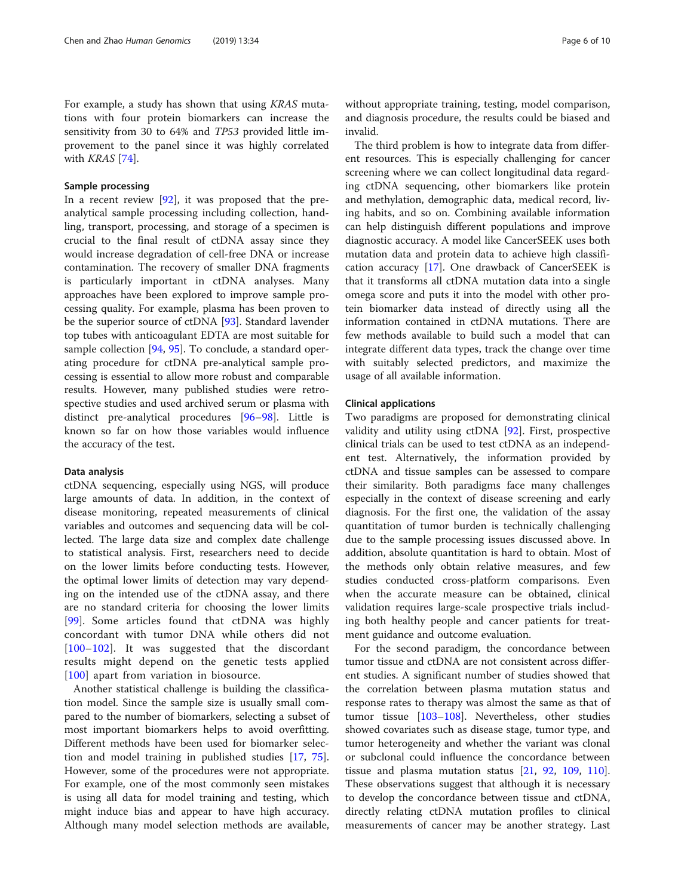For example, a study has shown that using *KRAS* mutations with four protein biomarkers can increase the sensitivity from 30 to 64% and *TP53* provided little improvement to the panel since it was highly correlated with *KRAS* [74].

### Sample processing

In a recent review [92], it was proposed that the pre-analytical sample processing including collection, handling, transport, processing, and storage of a specimen is crucial to the final result of ctDNA assay since they would increase degradation of cell-free DNA or increase contamination. The recovery of smaller DNA fragments is particularly important in ctDNA analyses. Many approaches have been explored to improve sample processing quality. For example, plasma has been proven to be the superior source of ctDNA [93]. Standard lavender top tubes with anticoagulant EDTA are most suitable for sample collection [94, 95]. To conclude, a standard operating procedure for ctDNA pre-analytical sample processing is essential to allow more robust and comparable results. However, many published studies were retrospective studies and used archived serum or plasma with distinct pre-analytical procedures [96–98]. Little is known so far on how those variables would influence the accuracy of the test.

### Data analysis

ctDNA sequencing, especially using NGS, will produce large amounts of data. In addition, in the context of disease monitoring, repeated measurements of clinical variables and outcomes and sequencing data will be collected. The large data size and complex date challenge to statistical analysis. First, researchers need to decide on the lower limits before conducting tests. However, the optimal lower limits of detection may vary depending on the intended use of the ctDNA assay, and there are no standard criteria for choosing the lower limits [99]. Some articles found that ctDNA was highly concordant with tumor DNA while others did not [100–102]. It was suggested that the discordant results might depend on the genetic tests applied [100] apart from variation in biosource.

Another statistical challenge is building the classification model. Since the sample size is usually small compared to the number of biomarkers, selecting a subset of most important biomarkers helps to avoid overfitting. Different methods have been used for biomarker selection and model training in published studies [17, 75]. However, some of the procedures were not appropriate. For example, one of the most commonly seen mistakes is using all data for model training and testing, which might induce bias and appear to have high accuracy. Although many model selection methods are available, without appropriate training, testing, model comparison, and diagnosis procedure, the results could be biased and invalid.

The third problem is how to integrate data from different resources. This is especially challenging for cancer screening where we can collect longitudinal data regarding ctDNA sequencing, other biomarkers like protein and methylation, demographic data, medical record, living habits, and so on. Combining available information can help distinguish different populations and improve diagnostic accuracy. A model like CancerSEEK uses both mutation data and protein data to achieve high classification accuracy [17]. One drawback of CancerSEEK is that it transforms all ctDNA mutation data into a single omega score and puts it into the model with other protein biomarker data instead of directly using all the information contained in ctDNA mutations. There are few methods available to build such a model that can integrate different data types, track the change over time with suitably selected predictors, and maximize the usage of all available information.

### Clinical applications

Two paradigms are proposed for demonstrating clinical validity and utility using ctDNA [92]. First, prospective clinical trials can be used to test ctDNA as an independent test. Alternatively, the information provided by ctDNA and tissue samples can be assessed to compare their similarity. Both paradigms face many challenges especially in the context of disease screening and early diagnosis. For the first one, the validation of the assay quantitation of tumor burden is technically challenging due to the sample processing issues discussed above. In addition, absolute quantitation is hard to obtain. Most of the methods only obtain relative measures, and few studies conducted cross-platform comparisons. Even when the accurate measure can be obtained, clinical validation requires large-scale prospective trials including both healthy people and cancer patients for treatment guidance and outcome evaluation.

For the second paradigm, the concordance between tumor tissue and ctDNA are not consistent across different studies. A significant number of studies showed that the correlation between plasma mutation status and response rates to therapy was almost the same as that of tumor tissue [103–108]. Nevertheless, other studies showed covariates such as disease stage, tumor type, and tumor heterogeneity and whether the variant was clonal or subclonal could influence the concordance between tissue and plasma mutation status [21, 92, 109, 110]. These observations suggest that although it is necessary to develop the concordance between tissue and ctDNA, directly relating ctDNA mutation profiles to clinical measurements of cancer may be another strategy. Last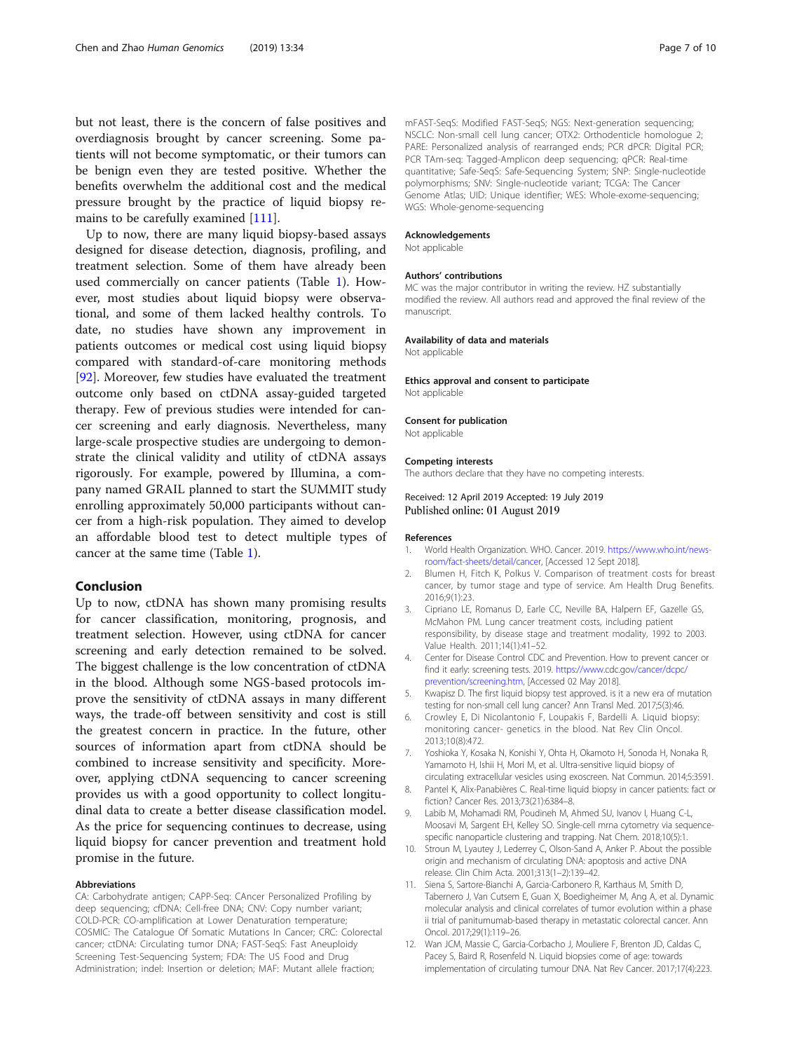but not least, there is the concern of false positives and overdiagnosis brought by cancer screening. Some patients will not become symptomatic, or their tumors can be benign even they are tested positive. Whether the benefits overwhelm the additional cost and the medical pressure brought by the practice of liquid biopsy remains to be carefully examined [111].

Up to now, there are many liquid biopsy-based assays designed for disease detection, diagnosis, profiling, and treatment selection. Some of them have already been used commercially on cancer patients (Table 1). However, most studies about liquid biopsy were observational, and some of them lacked healthy controls. To date, no studies have shown any improvement in patients outcomes or medical cost using liquid biopsy compared with standard-of-care monitoring methods [92]. Moreover, few studies have evaluated the treatment outcome only based on ctDNA assay-guided targeted therapy. Few of previous studies were intended for cancer screening and early diagnosis. Nevertheless, many large-scale prospective studies are undergoing to demonstrate the clinical validity and utility of ctDNA assays rigorously. For example, powered by Illumina, a company named GRAIL planned to start the SUMMIT study enrolling approximately 50,000 participants without cancer from a high-risk population. They aimed to develop an affordable blood test to detect multiple types of cancer at the same time (Table 1).

## Conclusion

Up to now, ctDNA has shown many promising results for cancer classification, monitoring, prognosis, and treatment selection. However, using ctDNA for cancer screening and early detection remained to be solved. The biggest challenge is the low concentration of ctDNA in the blood. Although some NGS-based protocols improve the sensitivity of ctDNA assays in many different ways, the trade-off between sensitivity and cost is still the greatest concern in practice. In the future, other sources of information apart from ctDNA should be combined to increase sensitivity and specificity. Moreover, applying ctDNA sequencing to cancer screening provides us with a good opportunity to collect longitudinal data to create a better disease classification model. As the price for sequencing continues to decrease, using liquid biopsy for cancer prevention and treatment hold promise in the future.

### Abbreviations

CA: Carbohydrate antigen; CAPP-Seq: CAncer Personalized Profiling by deep sequencing; cfDNA: Cell-free DNA; CNV: Copy number variant; COLD-PCR: CO-amplification at Lower Denaturation temperature; COSMIC: The Catalogue Of Somatic Mutations In Cancer; CRC: Colorectal cancer; ctDNA: Circulating tumor DNA; FAST-SeqS: Fast Aneuploidy Screening Test-Sequencing System; FDA: The US Food and Drug Administration; indel: Insertion or deletion; MAF: Mutant allele fraction; mFAST-SeqS: Modified FAST-SeqS; NGS: Next-generation sequencing; NSCLC: Non-small cell lung cancer; OTX2: Orthodenticle homologue 2; PARE: Personalized analysis of rearranged ends; PCR dPCR: Digital PCR; PCR TAm-seq: Tagged-Amplicon deep sequencing; qPCR: Real-time quantitative; Safe-SeqS: Safe-Sequencing System; SNP: Single-nucleotide polymorphisms; SNV: Single-nucleotide variant; TCGA: The Cancer Genome Atlas; UID: Unique identifier; WES: Whole-exome-sequencing; WGS: Whole-genome-sequencing

### Acknowledgements

Not applicable

### Authors' contributions

MC was the major contributor in writing the review. HZ substantially modified the review. All authors read and approved the final review of the manuscript.

### Availability of data and materials

Not applicable

### Ethics approval and consent to participate

Not applicable

### Consent for publication

Not applicable

### Competing interests

The authors declare that they have no competing interests.

Received: 12 April 2019 Accepted: 19 July 2019
Published online: 01 August 2019

### References

1. World Health Organization. WHO. Cancer. 2019. https://www.who.int/news-room/fact-sheets/detail/cancer, [Accessed 12 Sept 2018].
2. Blumen H, Fitch K, Polkus V. Comparison of treatment costs for breast cancer, by tumor stage and type of service. Am Health Drug Benefits. 2016;9(1):23.
3. Cipriano LE, Romanus D, Earle CC, Neville BA, Halpern EF, Gazelle GS, McMahon PM. Lung cancer treatment costs, including patient responsibility, by disease stage and treatment modality, 1992 to 2003. Value Health. 2011;14(1):41–52.
4. Center for Disease Control CDC and Prevention. How to prevent cancer or find it early: screening tests. 2019. https://www.cdc.gov/cancer/dcpc/prevention/screening.htm, [Accessed 02 May 2018].
5. Kwapisz D. The first liquid biopsy test approved. is it a new era of mutation testing for non-small cell lung cancer? Ann Transl Med. 2017;5(3):46.
6. Crowley E, Di Nicolantonio F, Loupakis F, Bardelli A. Liquid biopsy: monitoring cancer- genetics in the blood. Nat Rev Clin Oncol. 2013;10(8):472.
7. Yoshioka Y, Kosaka N, Konishi Y, Ohta H, Okamoto H, Sonoda H, Nonaka R, Yamamoto H, Ishii H, Mori M, et al. Ultra-sensitive liquid biopsy of circulating extracellular vesicles using exoscreen. Nat Commun. 2014;5:3591.
8. Pantel K, Alix-Panabières C. Real-time liquid biopsy in cancer patients: fact or fiction? Cancer Res. 2013;73(21):6384–8.
9. Labib M, Mohamadi RM, Poudineh M, Ahmed SU, Ivanov I, Huang C-L, Moosavi M, Sargent EH, Kelley SO. Single-cell mrna cytometry via sequence-specific nanoparticle clustering and trapping. Nat Chem. 2018;10(5):1.
10. Stroun M, Lyautey J, Lederrey C, Olson-Sand A, Anker P. About the possible origin and mechanism of circulating DNA: apoptosis and active DNA release. Clin Chim Acta. 2001;313(1–2):139–42.
11. Siena S, Sartore-Bianchi A, Garcia-Carbonero R, Karthaus M, Smith D, Tabernero J, Van Cutsem E, Guan X, Boedigheimer M, Ang A, et al. Dynamic molecular analysis and clinical correlates of tumor evolution within a phase ii trial of panitumumab-based therapy in metastatic colorectal cancer. Ann Oncol. 2017;29(1):119–26.
12. Wan JCM, Massie C, Garcia-Corbacho J, Mouliere F, Brenton JD, Caldas C, Pacey S, Baird R, Rosenfeld N. Liquid biopsies come of age: towards implementation of circulating tumour DNA. Nat Rev Cancer. 2017;17(4):223.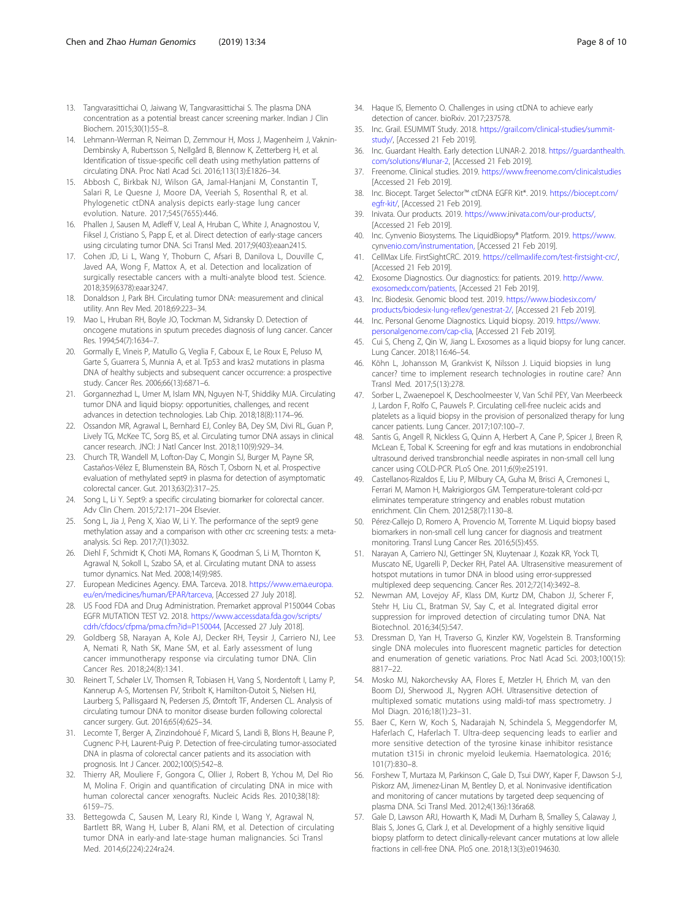13. Tangvarasittichai O, Jaiwang W, Tangvarasittichai S. The plasma DNA concentration as a potential breast cancer screening marker. Indian J Clin Biochem. 2015;30(1):55–8.
14. Lehmann-Werman R, Neiman D, Zemmour H, Moss J, Magenheim J, Vaknin-Dembinsky A, Rubertsson S, Nellgård B, Blennow K, Zetterberg H, et al. Identification of tissue-specific cell death using methylation patterns of circulating DNA. Proc Natl Acad Sci. 2016;113(13):E1826–34.
15. Abbosh C, Birkbak NJ, Wilson GA, Jamal-Hanjani M, Constantin T, Salari R, Le Quesne J, Moore DA, Veeriah S, Rosenthal R, et al. Phylogenetic ctDNA analysis depicts early-stage lung cancer evolution. Nature. 2017;545(7655):446.
16. Phallen J, Sausen M, Adleff V, Leal A, Hruban C, White J, Anagnostou V, Fiksel J, Cristiano S, Papp E, et al. Direct detection of early-stage cancers using circulating tumor DNA. Sci Transl Med. 2017;9(403):eaan2415.
17. Cohen JD, Li L, Wang Y, Thoburn C, Afsari B, Danilova L, Douville C, Javed AA, Wong F, Mattox A, et al. Detection and localization of surgically resectable cancers with a multi-analyte blood test. Science. 2018;359(6378):eaar3247.
18. Donaldson J, Park BH. Circulating tumor DNA: measurement and clinical utility. Ann Rev Med. 2018;69:223–34.
19. Mao L, Hruban RH, Boyle JO, Tockman M, Sidransky D. Detection of oncogene mutations in sputum precedes diagnosis of lung cancer. Cancer Res. 1994;54(7):1634–7.
20. Gormally E, Vineis P, Matullo G, Veglia F, Caboux E, Le Roux E, Peluso M, Garte S, Guarrera S, Munnia A, et al. Tp53 and kras2 mutations in plasma DNA of healthy subjects and subsequent cancer occurrence: a prospective study. Cancer Res. 2006;66(13):6871–6.
21. Gorgannezhad L, Umer M, Islam MN, Nguyen N-T, Shiddiky MJA. Circulating tumor DNA and liquid biopsy: opportunities, challenges, and recent advances in detection technologies. Lab Chip. 2018;18(8):1174–96.
22. Ossandon MR, Agrawal L, Bernhard EJ, Conley BA, Dey SM, Divi RL, Guan P, Lively TG, McKee TC, Sorg BS, et al. Circulating tumor DNA assays in clinical cancer research. JNCI: J Natl Cancer Inst. 2018;110(9):929–34.
23. Church TR, Wandell M, Lofton-Day C, Mongin SJ, Burger M, Payne SR, Castaños-Vélez E, Blumenstein BA, Rösch T, Osborn N, et al. Prospective evaluation of methylated sept9 in plasma for detection of asymptomatic colorectal cancer. Gut. 2013;63(2):317–25.
24. Song L, Li Y. Sept9: a specific circulating biomarker for colorectal cancer. Adv Clin Chem. 2015;72:171–204 Elsevier.
25. Song L, Jia J, Peng X, Xiao W, Li Y. The performance of the sept9 gene methylation assay and a comparison with other crc screening tests: a meta-analysis. Sci Rep. 2017;7(1):3032.
26. Diehl F, Schmidt K, Choti MA, Romans K, Goodman S, Li M, Thornton K, Agrawal N, Sokoll L, Szabo SA, et al. Circulating mutant DNA to assess tumor dynamics. Nat Med. 2008;14(9):985.
27. European Medicines Agency. EMA. Tarceva. 2018. https://www.ema.europa.eu/en/medicines/human/EPAR/tarceva, [Accessed 27 July 2018].
28. US Food FDA and Drug Administration. Premarket approval P150044 Cobas EGFR MUTATION TEST V2. 2018. https://www.accessdata.fda.gov/scripts/cdrh/cfdocs/cfpma/pma.cfm?id=P150044, [Accessed 27 July 2018].
29. Goldberg SB, Narayan A, Kole AJ, Decker RH, Teysir J, Carriero NJ, Lee A, Nemati R, Nath SK, Mane SM, et al. Early assessment of lung cancer immunotherapy response via circulating tumor DNA. Clin Cancer Res. 2018;24(8):1341.
30. Reinert T, Schøler LV, Thomsen R, Tobiasen H, Vang S, Nordentoft I, Lamy P, Kannerup A-S, Mortensen FV, Stribolt K, Hamilton-Dutoit S, Nielsen HJ, Laurberg S, Pallisgaard N, Pedersen JS, Ørntoft TF, Andersen CL. Analysis of circulating tumour DNA to monitor disease burden following colorectal cancer surgery. Gut. 2016;65(4):625–34.
31. Lecomte T, Berger A, Zinzindohoué F, Micard S, Landi B, Blons H, Beaune P, Cugnenc P-H, Laurent-Puig P. Detection of free-circulating tumor-associated DNA in plasma of colorectal cancer patients and its association with prognosis. Int J Cancer. 2002;100(5):542–8.
32. Thierry AR, Mouliere F, Gongora C, Ollier J, Robert B, Ychou M, Del Rio M, Molina F. Origin and quantification of circulating DNA in mice with human colorectal cancer xenografts. Nucleic Acids Res. 2010;38(18):6159–75.
33. Bettegowda C, Sausen M, Leary RJ, Kinde I, Wang Y, Agrawal N, Bartlett BR, Wang H, Luber B, Alani RM, et al. Detection of circulating tumor DNA in early-and late-stage human malignancies. Sci Transl Med. 2014;6(224):224ra24.
34. Haque IS, Elemento O. Challenges in using ctDNA to achieve early detection of cancer. bioRxiv. 2017;237578.
35. Inc. Grail. ESUMMIT Study. 2018. https://grail.com/clinical-studies/summit-study/, [Accessed 21 Feb 2019].
36. Inc. Guardant Health. Early detection LUNAR-2. 2018. https://guardanthealth.com/solutions/#lunar-2, [Accessed 21 Feb 2019].
37. Freenome. Clinical studies. 2019. https://www.freenome.com/clinicalstudies [Accessed 21 Feb 2019].
38. Inc. Biocept. Target Selector™ ctDNA EGFR Kit*. 2019. https://biocept.com/egfr-kit/, [Accessed 21 Feb 2019].
39. Inivata. Our products. 2019. https://www.inivata.com/our-products/, [Accessed 21 Feb 2019].
40. Inc. Cynvenio Biosystems. The LiquidBiopsy® Platform. 2019. https://www.cynvenio.com/instrumentation, [Accessed 21 Feb 2019].
41. CellMax Life. FirstSightCRC. 2019. https://cellmaxlife.com/test-firstsight-crc/, [Accessed 21 Feb 2019].
42. Exosome Diagnostics. Our diagnostics: for patients. 2019. http://www.exosomedx.com/patients, [Accessed 21 Feb 2019].
43. Inc. Biodesix. Genomic blood test. 2019. https://www.biodesix.com/products/biodesix-lung-reflex/genestrat-2/, [Accessed 21 Feb 2019].
44. Inc. Personal Genome Diagnostics. Liquid biopsy. 2019. https://www.personalgenome.com/cap-clia, [Accessed 21 Feb 2019].
45. Cui S, Cheng Z, Qin W, Jiang L. Exosomes as a liquid biopsy for lung cancer. Lung Cancer. 2018;116:46–54.
46. Köhn L, Johansson M, Grankvist K, Nilsson J. Liquid biopsies in lung cancer? time to implement research technologies in routine care? Ann Transl Med. 2017;5(13):278.
47. Sorber L, Zwaenepoel K, Deschoolmeester V, Van Schil PEY, Van Meerbeeck J, Lardon F, Rolfo C, Pauwels P. Circulating cell-free nucleic acids and platelets as a liquid biopsy in the provision of personalized therapy for lung cancer patients. Lung Cancer. 2017;107:100–7.
48. Santis G, Angell R, Nickless G, Quinn A, Herbert A, Cane P, Spicer J, Breen R, McLean E, Tobal K. Screening for egfr and kras mutations in endobronchial ultrasound derived transbronchial needle aspirates in non-small cell lung cancer using COLD-PCR. PLoS One. 2011;6(9):e25191.
49. Castellanos-Rizaldos E, Liu P, Milbury CA, Guha M, Brisci A, Cremonesi L, Ferrari M, Mamon H, Makrigiorgos GM. Temperature-tolerant cold-pcr eliminates temperature stringency and enables robust mutation enrichment. Clin Chem. 2012;58(7):1130–8.
50. Pérez-Callejo D, Romero A, Provencio M, Torrente M. Liquid biopsy based biomarkers in non-small cell lung cancer for diagnosis and treatment monitoring. Transl Lung Cancer Res. 2016;5(5):455.
51. Narayan A, Carriero NJ, Gettinger SN, Kluytenaar J, Kozak KR, Yock TI, Muscato NE, Ugarelli P, Decker RH, Patel AA. Ultrasensitive measurement of hotspot mutations in tumor DNA in blood using error-suppressed multiplexed deep sequencing. Cancer Res. 2012;72(14):3492–8.
52. Newman AM, Lovejoy AF, Klass DM, Kurtz DM, Chabon JJ, Scherer F, Stehr H, Liu CL, Bratman SV, Say C, et al. Integrated digital error suppression for improved detection of circulating tumor DNA. Nat Biotechnol. 2016;34(5):547.
53. Dressman D, Yan H, Traverso G, Kinzler KW, Vogelstein B. Transforming single DNA molecules into fluorescent magnetic particles for detection and enumeration of genetic variations. Proc Natl Acad Sci. 2003;100(15):8817–22.
54. Mosko MJ, Nakorchevsky AA, Flores E, Metzler H, Ehrich M, van den Boom DJ, Sherwood JL, Nygren AOH. Ultrasensitive detection of multiplexed somatic mutations using maldi-tof mass spectrometry. J Mol Diagn. 2016;18(1):23–31.
55. Baer C, Kern W, Koch S, Nadarajah N, Schindela S, Meggendorfer M, Haferlach C, Haferlach T. Ultra-deep sequencing leads to earlier and more sensitive detection of the tyrosine kinase inhibitor resistance mutation t315i in chronic myeloid leukemia. Haematologica. 2016;101(7):830–8.
56. Forshew T, Murtaza M, Parkinson C, Gale D, Tsui DWY, Kaper F, Dawson S-J, Piskorz AM, Jimenez-Linan M, Bentley D, et al. Noninvasive identification and monitoring of cancer mutations by targeted deep sequencing of plasma DNA. Sci Transl Med. 2012;4(136):136ra68.
57. Gale D, Lawson ARJ, Howarth K, Madi M, Durham B, Smalley S, Calaway J, Blais S, Jones G, Clark J, et al. Development of a highly sensitive liquid biopsy platform to detect clinically-relevant cancer mutations at low allele fractions in cell-free DNA. PloS one. 2018;13(3):e0194630.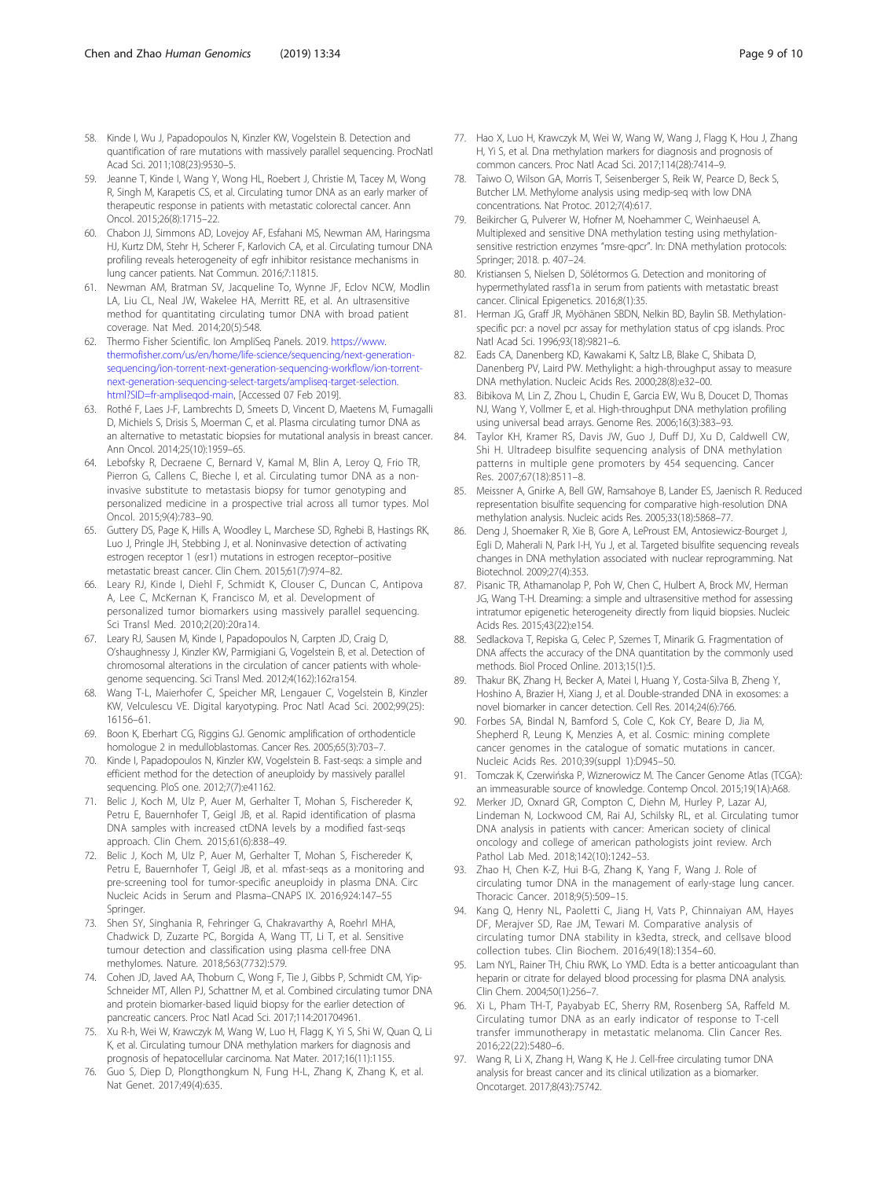58. Kinde I, Wu J, Papadopoulos N, Kinzler KW, Vogelstein B. Detection and quantification of rare mutations with massively parallel sequencing. ProcNatl Acad Sci. 2011;108(23):9530–5.
59. Jeanne T, Kinde I, Wang Y, Wong HL, Roebert J, Christie M, Tacey M, Wong R, Singh M, Karapetis CS, et al. Circulating tumor DNA as an early marker of therapeutic response in patients with metastatic colorectal cancer. Ann Oncol. 2015;26(8):1715–22.
60. Chabon JJ, Simmons AD, Lovejoy AF, Esfahani MS, Newman AM, Haringsma HJ, Kurtz DM, Stehr H, Scherer F, Karlovich CA, et al. Circulating tumour DNA profiling reveals heterogeneity of egfr inhibitor resistance mechanisms in lung cancer patients. Nat Commun. 2016;7:11815.
61. Newman AM, Bratman SV, Jacqueline To, Wynne JF, Eclov NCW, Modlin LA, Liu CL, Neal JW, Wakelee HA, Merritt RE, et al. An ultrasensitive method for quantitating circulating tumor DNA with broad patient coverage. Nat Med. 2014;20(5):548.
62. Thermo Fisher Scientific. Ion AmpliSeq Panels. 2019. https://www.thermofisher.com/us/en/home/life-science/sequencing/next-generation-sequencing/ion-torrent-next-generation-sequencing-workflow/ion-torrent-next-generation-sequencing-select-targets/ampliseq-target-selection.html?SID=fr-ampliseqod-main, [Accessed 07 Feb 2019].
63. Rothé F, Laes J-F, Lambrechts D, Smeets D, Vincent D, Maetens M, Fumagalli D, Michiels S, Drisis S, Moerman C, et al. Plasma circulating tumor DNA as an alternative to metastatic biopsies for mutational analysis in breast cancer. Ann Oncol. 2014;25(10):1959–65.
64. Lebofsky R, Decraene C, Bernard V, Kamal M, Blin A, Leroy Q, Frio TR, Pierron G, Callens C, Bieche I, et al. Circulating tumor DNA as a non-invasive substitute to metastasis biopsy for tumor genotyping and personalized medicine in a prospective trial across all tumor types. Mol Oncol. 2015;9(4):783–90.
65. Guttery DS, Page K, Hills A, Woodley L, Marchese SD, Rghebi B, Hastings RK, Luo J, Pringle JH, Stebbing J, et al. Noninvasive detection of activating estrogen receptor 1 (esr1) mutations in estrogen receptor–positive metastatic breast cancer. Clin Chem. 2015;61(7):974–82.
66. Leary RJ, Kinde I, Diehl F, Schmidt K, Clouser C, Duncan C, Antipova A, Lee C, McKernan K, Francisco M, et al. Development of personalized tumor biomarkers using massively parallel sequencing. Sci Transl Med. 2010;2(20):20ra14.
67. Leary RJ, Sausen M, Kinde I, Papadopoulos N, Carpten JD, Craig D, O'shaughnessy J, Kinzler KW, Parmigiani G, Vogelstein B, et al. Detection of chromosomal alterations in the circulation of cancer patients with whole-genome sequencing. Sci Transl Med. 2012;4(162):162ra154.
68. Wang T-L, Maierhofer C, Speicher MR, Lengauer C, Vogelstein B, Kinzler KW, Velculescu VE. Digital karyotyping. Proc Natl Acad Sci. 2002;99(25): 16156–61.
69. Boon K, Eberhart CG, Riggins GJ. Genomic amplification of orthodenticle homologue 2 in medulloblastomas. Cancer Res. 2005;65(3):703–7.
70. Kinde I, Papadopoulos N, Kinzler KW, Vogelstein B. Fast-seqs: a simple and efficient method for the detection of aneuploidy by massively parallel sequencing. PloS one. 2012;7(7):e41162.
71. Belic J, Koch M, Ulz P, Auer M, Gerhalter T, Mohan S, Fischereder K, Petru E, Bauernhofer T, Geigl JB, et al. Rapid identification of plasma DNA samples with increased ctDNA levels by a modified fast-seqs approach. Clin Chem. 2015;61(6):838–49.
72. Belic J, Koch M, Ulz P, Auer M, Gerhalter T, Mohan S, Fischereder K, Petru E, Bauernhofer T, Geigl JB, et al. mfast-seqs as a monitoring and pre-screening tool for tumor-specific aneuploidy in plasma DNA. Circ Nucleic Acids in Serum and Plasma–CNAPS IX. 2016;924:147–55 Springer.
73. Shen SY, Singhania R, Fehringer G, Chakravarthy A, Roehrl MHA, Chadwick D, Zuzarte PC, Borgida A, Wang TT, Li T, et al. Sensitive tumour detection and classification using plasma cell-free DNA methylomes. Nature. 2018;563(7732):579.
74. Cohen JD, Javed AA, Thoburn C, Wong F, Tie J, Gibbs P, Schmidt CM, Yip-Schneider MT, Allen PJ, Schattner M, et al. Combined circulating tumor DNA and protein biomarker-based liquid biopsy for the earlier detection of pancreatic cancers. Proc Natl Acad Sci. 2017;114:201704961.
75. Xu R-h, Wei W, Krawczyk M, Wang W, Luo H, Flagg K, Yi S, Shi W, Quan Q, Li K, et al. Circulating tumour DNA methylation markers for diagnosis and prognosis of hepatocellular carcinoma. Nat Mater. 2017;16(11):1155.
76. Guo S, Diep D, Plongthongkum N, Fung H-L, Zhang K, Zhang K, et al. Nat Genet. 2017;49(4):635.
77. Hao X, Luo H, Krawczyk M, Wei W, Wang W, Wang J, Flagg K, Hou J, Zhang H, Yi S, et al. Dna methylation markers for diagnosis and prognosis of common cancers. Proc Natl Acad Sci. 2017;114(28):7414–9.
78. Taiwo O, Wilson GA, Morris T, Seisenberger S, Reik W, Pearce D, Beck S, Butcher LM. Methylome analysis using medip-seq with low DNA concentrations. Nat Protoc. 2012;7(4):617.
79. Beikircher G, Pulverer W, Hofner M, Noehammer C, Weinhaeusel A. Multiplexed and sensitive DNA methylation testing using methylation-sensitive restriction enzymes "msre-qpcr". In: DNA methylation protocols: Springer; 2018. p. 407–24.
80. Kristiansen S, Nielsen D, Sölétormos G. Detection and monitoring of hypermethylated rassf1a in serum from patients with metastatic breast cancer. Clinical Epigenetics. 2016;8(1):35.
81. Herman JG, Graff JR, Myöhänen SBDN, Nelkin BD, Baylin SB. Methylation-specific pcr: a novel pcr assay for methylation status of cpg islands. Proc Natl Acad Sci. 1996;93(18):9821–6.
82. Eads CA, Danenberg KD, Kawakami K, Saltz LB, Blake C, Shibata D, Danenberg PV, Laird PW. Methylight: a high-throughput assay to measure DNA methylation. Nucleic Acids Res. 2000;28(8):e32–00.
83. Bibikova M, Lin Z, Zhou L, Chudin E, Garcia EW, Wu B, Doucet D, Thomas NJ, Wang Y, Vollmer E, et al. High-throughput DNA methylation profiling using universal bead arrays. Genome Res. 2006;16(3):383–93.
84. Taylor KH, Kramer RS, Davis JW, Guo J, Duff DJ, Xu D, Caldwell CW, Shi H. Ultradeep bisulfite sequencing analysis of DNA methylation patterns in multiple gene promoters by 454 sequencing. Cancer Res. 2007;67(18):8511–8.
85. Meissner A, Gnirke A, Bell GW, Ramsahoye B, Lander ES, Jaenisch R. Reduced representation bisulfite sequencing for comparative high-resolution DNA methylation analysis. Nucleic acids Res. 2005;33(18):5868–77.
86. Deng J, Shoemaker R, Xie B, Gore A, LeProust EM, Antosiewicz-Bourget J, Egli D, Maherali N, Park I-H, Yu J, et al. Targeted bisulfite sequencing reveals changes in DNA methylation associated with nuclear reprogramming. Nat Biotechnol. 2009;27(4):353.
87. Pisanic TR, Athamanolap P, Poh W, Chen C, Hulbert A, Brock MV, Herman JG, Wang T-H. Dreaming: a simple and ultrasensitive method for assessing intratumor epigenetic heterogeneity directly from liquid biopsies. Nucleic Acids Res. 2015;43(22):e154.
88. Sedlackova T, Repiska G, Celec P, Szemes T, Minarik G. Fragmentation of DNA affects the accuracy of the DNA quantitation by the commonly used methods. Biol Proced Online. 2013;15(1):5.
89. Thakur BK, Zhang H, Becker A, Matei I, Huang Y, Costa-Silva B, Zheng Y, Hoshino A, Brazier H, Xiang J, et al. Double-stranded DNA in exosomes: a novel biomarker in cancer detection. Cell Res. 2014;24(6):766.
90. Forbes SA, Bindal N, Bamford S, Cole C, Kok CY, Beare D, Jia M, Shepherd R, Leung K, Menzies A, et al. Cosmic: mining complete cancer genomes in the catalogue of somatic mutations in cancer. Nucleic Acids Res. 2010;39(suppl 1):D945–50.
91. Tomczak K, Czerwińska P, Wiznerowicz M. The Cancer Genome Atlas (TCGA): an immeasurable source of knowledge. Contemp Oncol. 2015;19(1A):A68.
92. Merker JD, Oxnard GR, Compton C, Diehn M, Hurley P, Lazar AJ, Lindeman N, Lockwood CM, Rai AJ, Schilsky RL, et al. Circulating tumor DNA analysis in patients with cancer: American society of clinical oncology and college of american pathologists joint review. Arch Pathol Lab Med. 2018;142(10):1242–53.
93. Zhao H, Chen K-Z, Hui B-G, Zhang K, Yang F, Wang J. Role of circulating tumor DNA in the management of early-stage lung cancer. Thoracic Cancer. 2018;9(5):509–15.
94. Kang Q, Henry NL, Paoletti C, Jiang H, Vats P, Chinnaiyan AM, Hayes DF, Merajver SD, Rae JM, Tewari M. Comparative analysis of circulating tumor DNA stability in k3edta, streck, and cellsave blood collection tubes. Clin Biochem. 2016;49(18):1354–60.
95. Lam NYL, Rainer TH, Chiu RWK, Lo YMD. Edta is a better anticoagulant than heparin or citrate for delayed blood processing for plasma DNA analysis. Clin Chem. 2004;50(1):256–7.
96. Xi L, Pham TH-T, Payabyab EC, Sherry RM, Rosenberg SA, Raffeld M. Circulating tumor DNA as an early indicator of response to T-cell transfer immunotherapy in metastatic melanoma. Clin Cancer Res. 2016;22(22):5480–6.
97. Wang R, Li X, Zhang H, Wang K, He J. Cell-free circulating tumor DNA analysis for breast cancer and its clinical utilization as a biomarker. Oncotarget. 2017;8(43):75742.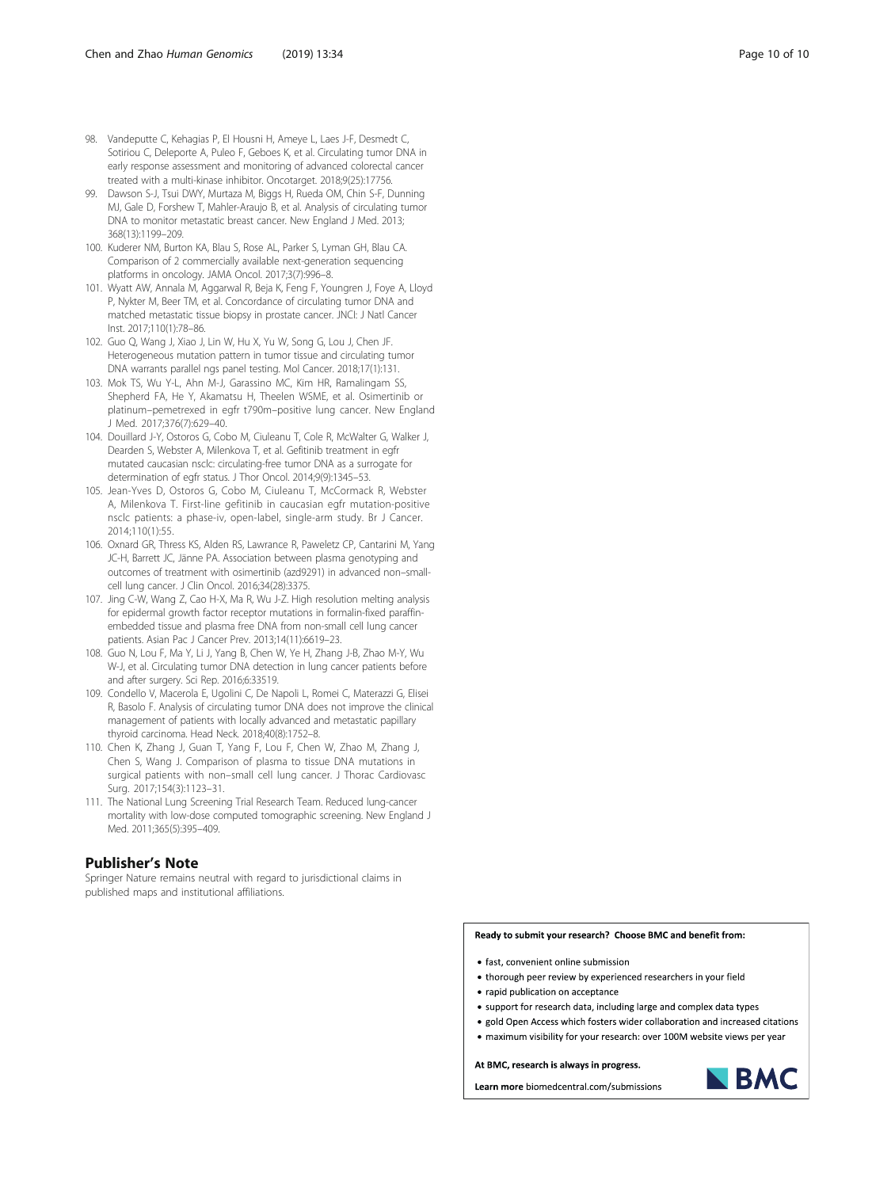98. Vandeputte C, Kehagias P, El Housni H, Ameye L, Laes J-F, Desmedt C, Sotiriou C, Deleporte A, Puleo F, Geboes K, et al. Circulating tumor DNA in early response assessment and monitoring of advanced colorectal cancer treated with a multi-kinase inhibitor. Oncotarget. 2018;9(25):17756.
99. Dawson S-J, Tsui DWY, Murtaza M, Biggs H, Rueda OM, Chin S-F, Dunning MJ, Gale D, Forshew T, Mahler-Araujo B, et al. Analysis of circulating tumor DNA to monitor metastatic breast cancer. New England J Med. 2013; 368(13):1199–209.
100. Kuderer NM, Burton KA, Blau S, Rose AL, Parker S, Lyman GH, Blau CA. Comparison of 2 commercially available next-generation sequencing platforms in oncology. JAMA Oncol. 2017;3(7):996–8.
101. Wyatt AW, Annala M, Aggarwal R, Beja K, Feng F, Youngren J, Foye A, Lloyd P, Nykter M, Beer TM, et al. Concordance of circulating tumor DNA and matched metastatic tissue biopsy in prostate cancer. JNCI: J Natl Cancer Inst. 2017;110(1):78–86.
102. Guo Q, Wang J, Xiao J, Lin W, Hu X, Yu W, Song G, Lou J, Chen JF. Heterogeneous mutation pattern in tumor tissue and circulating tumor DNA warrants parallel ngs panel testing. Mol Cancer. 2018;17(1):131.
103. Mok TS, Wu Y-L, Ahn M-J, Garassino MC, Kim HR, Ramalingam SS, Shepherd FA, He Y, Akamatsu H, Theelen WSME, et al. Osimertinib or platinum–pemetrexed in egfr t790m–positive lung cancer. New England J Med. 2017;376(7):629–40.
104. Douillard J-Y, Ostoros G, Cobo M, Ciuleanu T, Cole R, McWalter G, Walker J, Dearden S, Webster A, Milenkova T, et al. Gefitinib treatment in egfr mutated caucasian nsclc: circulating-free tumor DNA as a surrogate for determination of egfr status. J Thor Oncol. 2014;9(9):1345–53.
105. Jean-Yves D, Ostoros G, Cobo M, Ciuleanu T, McCormack R, Webster A, Milenkova T. First-line gefitinib in caucasian egfr mutation-positive nsclc patients: a phase-iv, open-label, single-arm study. Br J Cancer. 2014;110(1):55.
106. Oxnard GR, Thress KS, Alden RS, Lawrance R, Paweletz CP, Cantarini M, Yang JC-H, Barrett JC, Jänne PA. Association between plasma genotyping and outcomes of treatment with osimertinib (azd9291) in advanced non–small-cell lung cancer. J Clin Oncol. 2016;34(28):3375.
107. Jing C-W, Wang Z, Cao H-X, Ma R, Wu J-Z. High resolution melting analysis for epidermal growth factor receptor mutations in formalin-fixed paraffin-embedded tissue and plasma free DNA from non-small cell lung cancer patients. Asian Pac J Cancer Prev. 2013;14(11):6619–23.
108. Guo N, Lou F, Ma Y, Li J, Yang B, Chen W, Ye H, Zhang J-B, Zhao M-Y, Wu W-J, et al. Circulating tumor DNA detection in lung cancer patients before and after surgery. Sci Rep. 2016;6:33519.
109. Condello V, Macerola E, Ugolini C, De Napoli L, Romei C, Materazzi G, Elisei R, Basolo F. Analysis of circulating tumor DNA does not improve the clinical management of patients with locally advanced and metastatic papillary thyroid carcinoma. Head Neck. 2018;40(8):1752–8.
110. Chen K, Zhang J, Guan T, Yang F, Lou F, Chen W, Zhao M, Zhang J, Chen S, Wang J. Comparison of plasma to tissue DNA mutations in surgical patients with non–small cell lung cancer. J Thorac Cardiovasc Surg. 2017;154(3):1123–31.
111. The National Lung Screening Trial Research Team. Reduced lung-cancer mortality with low-dose computed tomographic screening. New England J Med. 2011;365(5):395–409.

## Publisher's Note

Springer Nature remains neutral with regard to jurisdictional claims in published maps and institutional affiliations.

**Ready to submit your research? Choose BMC and benefit from:**

- fast, convenient online submission
- thorough peer review by experienced researchers in your field
- rapid publication on acceptance
- support for research data, including large and complex data types
- gold Open Access which fosters wider collaboration and increased citations
- maximum visibility for your research: over 100M website views per year

**At BMC, research is always in progress.**

**Learn more** biomedcentral.com/submissions

BMC